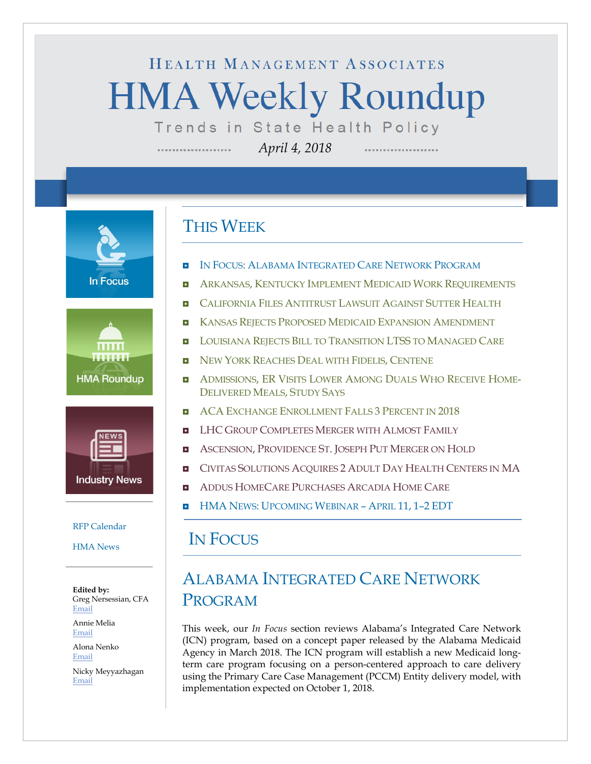HEALTH MANAGEMENT ASSOCIATES

# HMA Weekly Roundup

Trends in State Health Policy

*April 4, 2018*

In Focus

HMA Roundup

Industry News

RFP Calendar

HMA News

**Edited by:**
Greg Nersessian, CFA
Email

Annie Melia
Email

Alona Nenko
Email

Nicky Meyyazhagan
Email

## THIS WEEK

- IN FOCUS: ALABAMA INTEGRATED CARE NETWORK PROGRAM
- ARKANSAS, KENTUCKY IMPLEMENT MEDICAID WORK REQUIREMENTS
- CALIFORNIA FILES ANTITRUST LAWSUIT AGAINST SUTTER HEALTH
- KANSAS REJECTS PROPOSED MEDICAID EXPANSION AMENDMENT
- LOUISIANA REJECTS BILL TO TRANSITION LTSS TO MANAGED CARE
- NEW YORK REACHES DEAL WITH FIDELIS, CENTENE
- ADMISSIONS, ER VISITS LOWER AMONG DUALS WHO RECEIVE HOME-DELIVERED MEALS, STUDY SAYS
- ACA EXCHANGE ENROLLMENT FALLS 3 PERCENT IN 2018
- LHC GROUP COMPLETES MERGER WITH ALMOST FAMILY
- ASCENSION, PROVIDENCE ST. JOSEPH PUT MERGER ON HOLD
- CIVITAS SOLUTIONS ACQUIRES 2 ADULT DAY HEALTH CENTERS IN MA
- ADDUS HOMECARE PURCHASES ARCADIA HOME CARE
- HMA NEWS: UPCOMING WEBINAR – APRIL 11, 1–2 EDT

## IN FOCUS

### ALABAMA INTEGRATED CARE NETWORK PROGRAM

This week, our *In Focus* section reviews Alabama's Integrated Care Network (ICN) program, based on a concept paper released by the Alabama Medicaid Agency in March 2018. The ICN program will establish a new Medicaid long-term care program focusing on a person-centered approach to care delivery using the Primary Care Case Management (PCCM) Entity delivery model, with implementation expected on October 1, 2018.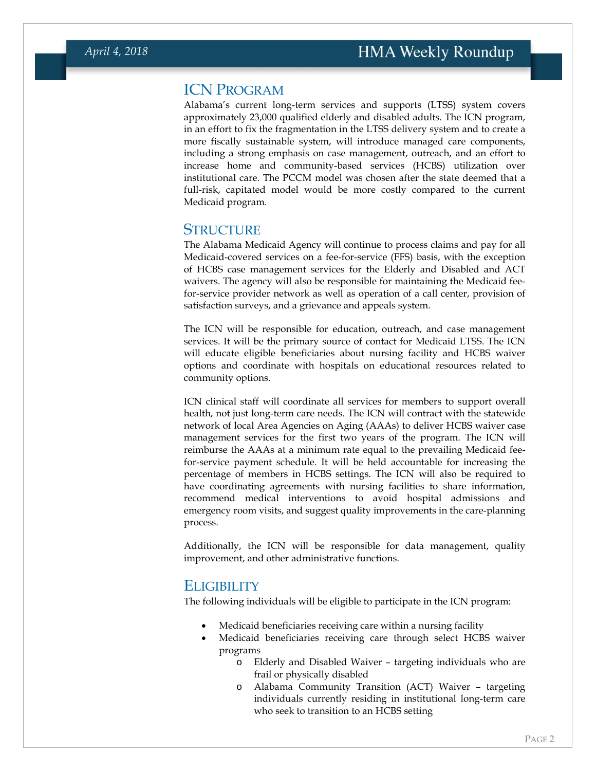## ICN Program

Alabama's current long-term services and supports (LTSS) system covers approximately 23,000 qualified elderly and disabled adults. The ICN program, in an effort to fix the fragmentation in the LTSS delivery system and to create a more fiscally sustainable system, will introduce managed care components, including a strong emphasis on case management, outreach, and an effort to increase home and community-based services (HCBS) utilization over institutional care. The PCCM model was chosen after the state deemed that a full-risk, capitated model would be more costly compared to the current Medicaid program.

## Structure

The Alabama Medicaid Agency will continue to process claims and pay for all Medicaid-covered services on a fee-for-service (FFS) basis, with the exception of HCBS case management services for the Elderly and Disabled and ACT waivers. The agency will also be responsible for maintaining the Medicaid fee-for-service provider network as well as operation of a call center, provision of satisfaction surveys, and a grievance and appeals system.

The ICN will be responsible for education, outreach, and case management services. It will be the primary source of contact for Medicaid LTSS. The ICN will educate eligible beneficiaries about nursing facility and HCBS waiver options and coordinate with hospitals on educational resources related to community options.

ICN clinical staff will coordinate all services for members to support overall health, not just long-term care needs. The ICN will contract with the statewide network of local Area Agencies on Aging (AAAs) to deliver HCBS waiver case management services for the first two years of the program. The ICN will reimburse the AAAs at a minimum rate equal to the prevailing Medicaid fee-for-service payment schedule. It will be held accountable for increasing the percentage of members in HCBS settings. The ICN will also be required to have coordinating agreements with nursing facilities to share information, recommend medical interventions to avoid hospital admissions and emergency room visits, and suggest quality improvements in the care-planning process.

Additionally, the ICN will be responsible for data management, quality improvement, and other administrative functions.

## Eligibility

The following individuals will be eligible to participate in the ICN program:

- Medicaid beneficiaries receiving care within a nursing facility
- Medicaid beneficiaries receiving care through select HCBS waiver programs
  - Elderly and Disabled Waiver – targeting individuals who are frail or physically disabled
  - Alabama Community Transition (ACT) Waiver – targeting individuals currently residing in institutional long-term care who seek to transition to an HCBS setting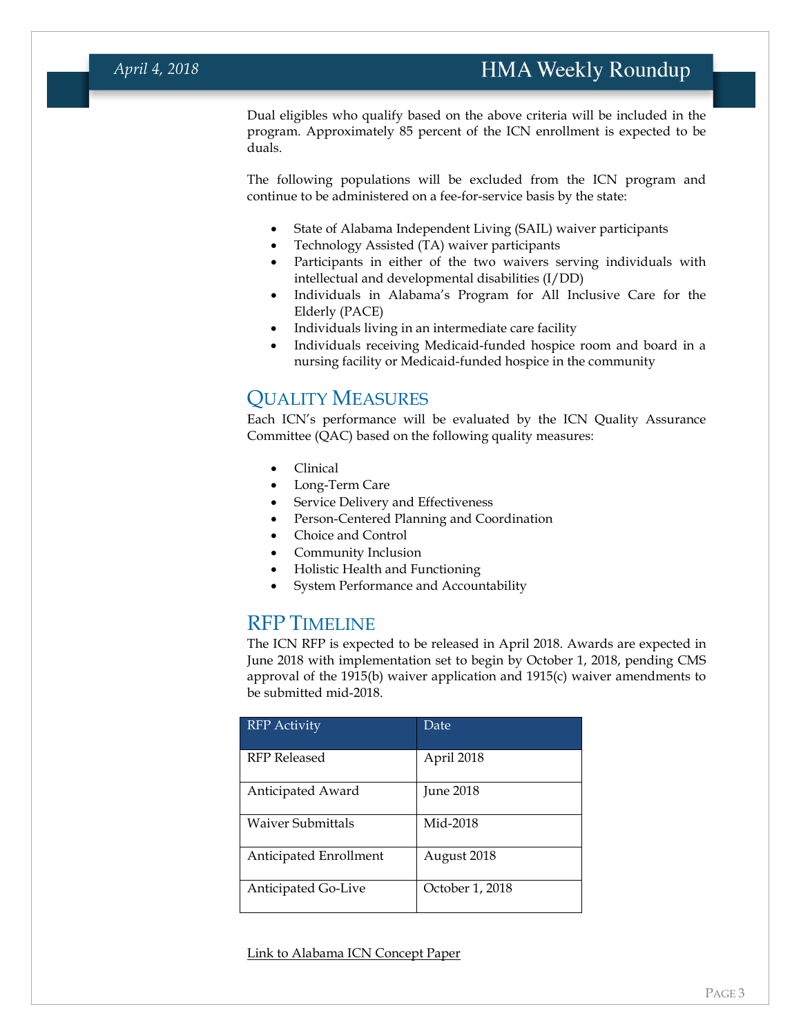Dual eligibles who qualify based on the above criteria will be included in the program. Approximately 85 percent of the ICN enrollment is expected to be duals.

The following populations will be excluded from the ICN program and continue to be administered on a fee-for-service basis by the state:

- State of Alabama Independent Living (SAIL) waiver participants
- Technology Assisted (TA) waiver participants
- Participants in either of the two waivers serving individuals with intellectual and developmental disabilities (I/DD)
- Individuals in Alabama's Program for All Inclusive Care for the Elderly (PACE)
- Individuals living in an intermediate care facility
- Individuals receiving Medicaid-funded hospice room and board in a nursing facility or Medicaid-funded hospice in the community

## Quality Measures

Each ICN's performance will be evaluated by the ICN Quality Assurance Committee (QAC) based on the following quality measures:

- Clinical
- Long-Term Care
- Service Delivery and Effectiveness
- Person-Centered Planning and Coordination
- Choice and Control
- Community Inclusion
- Holistic Health and Functioning
- System Performance and Accountability

## RFP Timeline

The ICN RFP is expected to be released in April 2018. Awards are expected in June 2018 with implementation set to begin by October 1, 2018, pending CMS approval of the 1915(b) waiver application and 1915(c) waiver amendments to be submitted mid-2018.

| RFP Activity | Date |
|---|---|
| RFP Released | April 2018 |
| Anticipated Award | June 2018 |
| Waiver Submittals | Mid-2018 |
| Anticipated Enrollment | August 2018 |
| Anticipated Go-Live | October 1, 2018 |

Link to Alabama ICN Concept Paper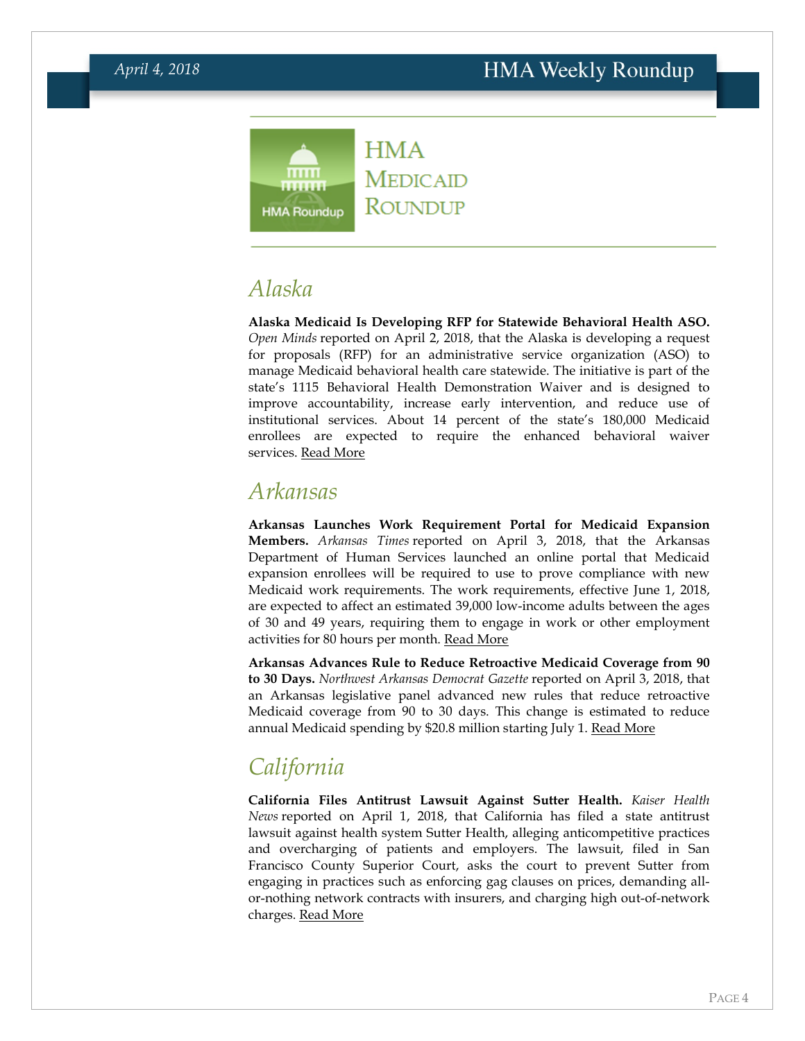# HMA Medicaid Roundup

## Alaska

**Alaska Medicaid Is Developing RFP for Statewide Behavioral Health ASO.** *Open Minds* reported on April 2, 2018, that the Alaska is developing a request for proposals (RFP) for an administrative service organization (ASO) to manage Medicaid behavioral health care statewide. The initiative is part of the state's 1115 Behavioral Health Demonstration Waiver and is designed to improve accountability, increase early intervention, and reduce use of institutional services. About 14 percent of the state's 180,000 Medicaid enrollees are expected to require the enhanced behavioral waiver services. Read More

## Arkansas

**Arkansas Launches Work Requirement Portal for Medicaid Expansion Members.** *Arkansas Times* reported on April 3, 2018, that the Arkansas Department of Human Services launched an online portal that Medicaid expansion enrollees will be required to use to prove compliance with new Medicaid work requirements. The work requirements, effective June 1, 2018, are expected to affect an estimated 39,000 low-income adults between the ages of 30 and 49 years, requiring them to engage in work or other employment activities for 80 hours per month. Read More

**Arkansas Advances Rule to Reduce Retroactive Medicaid Coverage from 90 to 30 Days.** *Northwest Arkansas Democrat Gazette* reported on April 3, 2018, that an Arkansas legislative panel advanced new rules that reduce retroactive Medicaid coverage from 90 to 30 days. This change is estimated to reduce annual Medicaid spending by $20.8 million starting July 1. Read More

## California

**California Files Antitrust Lawsuit Against Sutter Health.** *Kaiser Health News* reported on April 1, 2018, that California has filed a state antitrust lawsuit against health system Sutter Health, alleging anticompetitive practices and overcharging of patients and employers. The lawsuit, filed in San Francisco County Superior Court, asks the court to prevent Sutter from engaging in practices such as enforcing gag clauses on prices, demanding all-or-nothing network contracts with insurers, and charging high out-of-network charges. Read More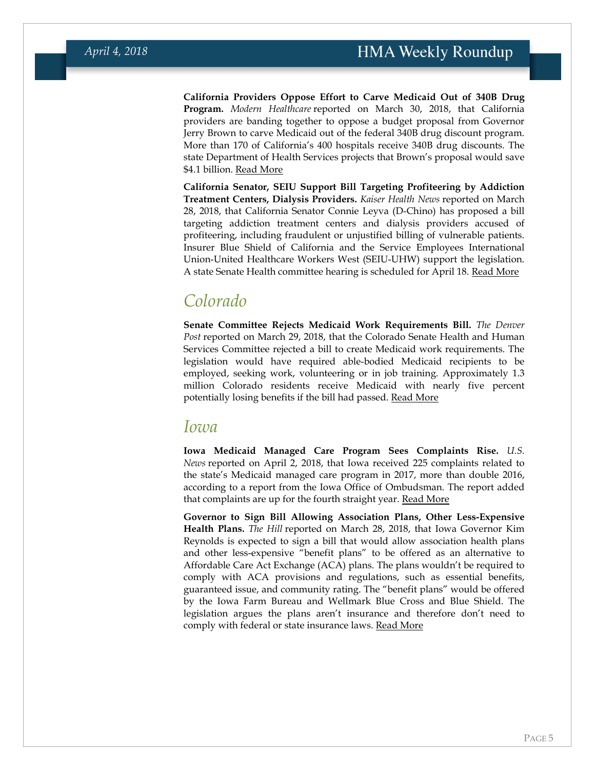**California Providers Oppose Effort to Carve Medicaid Out of 340B Drug Program.** *Modern Healthcare* reported on March 30, 2018, that California providers are banding together to oppose a budget proposal from Governor Jerry Brown to carve Medicaid out of the federal 340B drug discount program. More than 170 of California's 400 hospitals receive 340B drug discounts. The state Department of Health Services projects that Brown's proposal would save $4.1 billion. Read More

**California Senator, SEIU Support Bill Targeting Profiteering by Addiction Treatment Centers, Dialysis Providers.** *Kaiser Health News* reported on March 28, 2018, that California Senator Connie Leyva (D-Chino) has proposed a bill targeting addiction treatment centers and dialysis providers accused of profiteering, including fraudulent or unjustified billing of vulnerable patients. Insurer Blue Shield of California and the Service Employees International Union-United Healthcare Workers West (SEIU-UHW) support the legislation. A state Senate Health committee hearing is scheduled for April 18. Read More

## Colorado

**Senate Committee Rejects Medicaid Work Requirements Bill.** *The Denver Post* reported on March 29, 2018, that the Colorado Senate Health and Human Services Committee rejected a bill to create Medicaid work requirements. The legislation would have required able-bodied Medicaid recipients to be employed, seeking work, volunteering or in job training. Approximately 1.3 million Colorado residents receive Medicaid with nearly five percent potentially losing benefits if the bill had passed. Read More

## Iowa

**Iowa Medicaid Managed Care Program Sees Complaints Rise.** *U.S. News* reported on April 2, 2018, that Iowa received 225 complaints related to the state's Medicaid managed care program in 2017, more than double 2016, according to a report from the Iowa Office of Ombudsman. The report added that complaints are up for the fourth straight year. Read More

**Governor to Sign Bill Allowing Association Plans, Other Less-Expensive Health Plans.** *The Hill* reported on March 28, 2018, that Iowa Governor Kim Reynolds is expected to sign a bill that would allow association health plans and other less-expensive "benefit plans" to be offered as an alternative to Affordable Care Act Exchange (ACA) plans. The plans wouldn't be required to comply with ACA provisions and regulations, such as essential benefits, guaranteed issue, and community rating. The "benefit plans" would be offered by the Iowa Farm Bureau and Wellmark Blue Cross and Blue Shield. The legislation argues the plans aren't insurance and therefore don't need to comply with federal or state insurance laws. Read More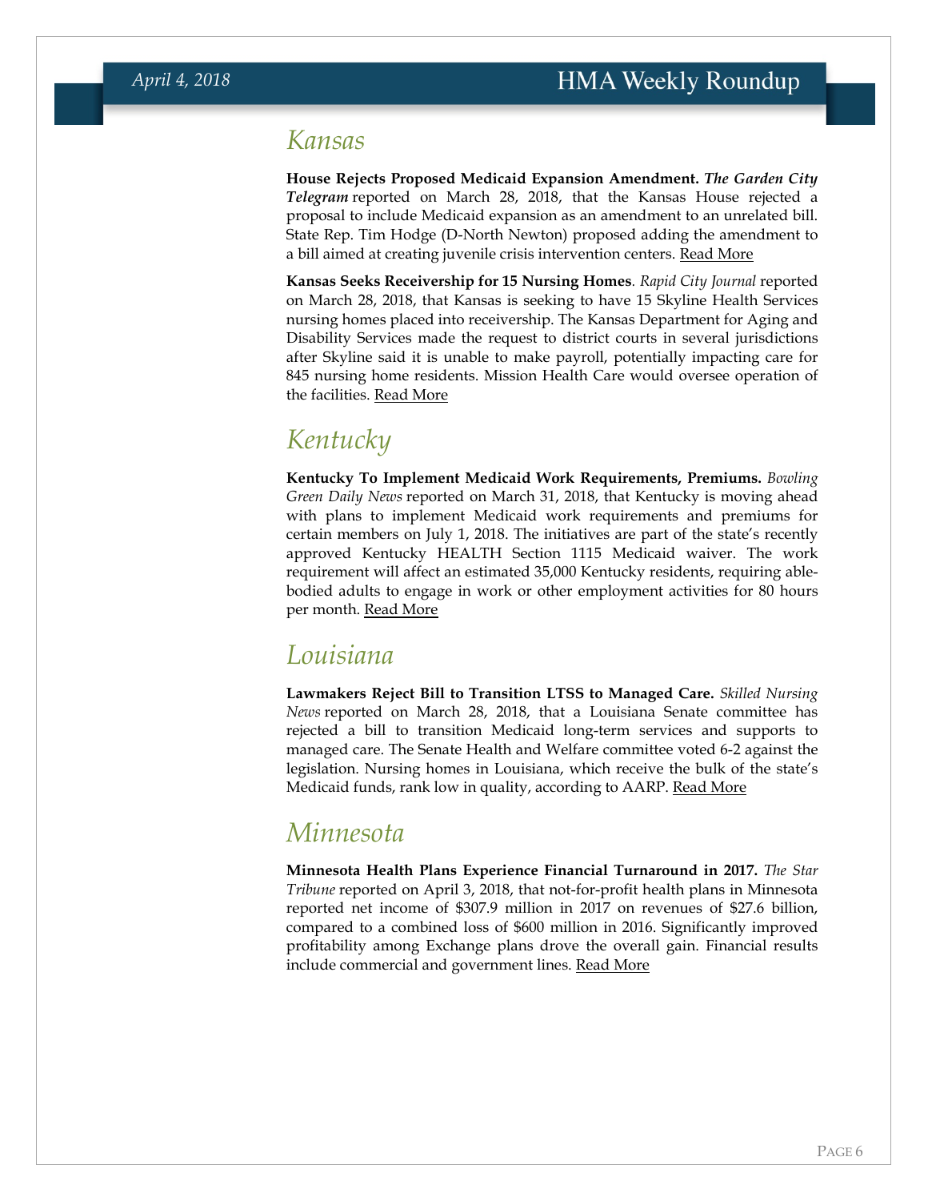## Kansas

**House Rejects Proposed Medicaid Expansion Amendment.** ***The Garden City Telegram*** reported on March 28, 2018, that the Kansas House rejected a proposal to include Medicaid expansion as an amendment to an unrelated bill. State Rep. Tim Hodge (D-North Newton) proposed adding the amendment to a bill aimed at creating juvenile crisis intervention centers. Read More

**Kansas Seeks Receivership for 15 Nursing Homes**. *Rapid City Journal* reported on March 28, 2018, that Kansas is seeking to have 15 Skyline Health Services nursing homes placed into receivership. The Kansas Department for Aging and Disability Services made the request to district courts in several jurisdictions after Skyline said it is unable to make payroll, potentially impacting care for 845 nursing home residents. Mission Health Care would oversee operation of the facilities. Read More

## Kentucky

**Kentucky To Implement Medicaid Work Requirements, Premiums.** *Bowling Green Daily News* reported on March 31, 2018, that Kentucky is moving ahead with plans to implement Medicaid work requirements and premiums for certain members on July 1, 2018. The initiatives are part of the state's recently approved Kentucky HEALTH Section 1115 Medicaid waiver. The work requirement will affect an estimated 35,000 Kentucky residents, requiring able-bodied adults to engage in work or other employment activities for 80 hours per month. Read More

## Louisiana

**Lawmakers Reject Bill to Transition LTSS to Managed Care.** *Skilled Nursing News* reported on March 28, 2018, that a Louisiana Senate committee has rejected a bill to transition Medicaid long-term services and supports to managed care. The Senate Health and Welfare committee voted 6-2 against the legislation. Nursing homes in Louisiana, which receive the bulk of the state's Medicaid funds, rank low in quality, according to AARP. Read More

## Minnesota

**Minnesota Health Plans Experience Financial Turnaround in 2017.** *The Star Tribune* reported on April 3, 2018, that not-for-profit health plans in Minnesota reported net income of $307.9 million in 2017 on revenues of $27.6 billion, compared to a combined loss of $600 million in 2016. Significantly improved profitability among Exchange plans drove the overall gain. Financial results include commercial and government lines. Read More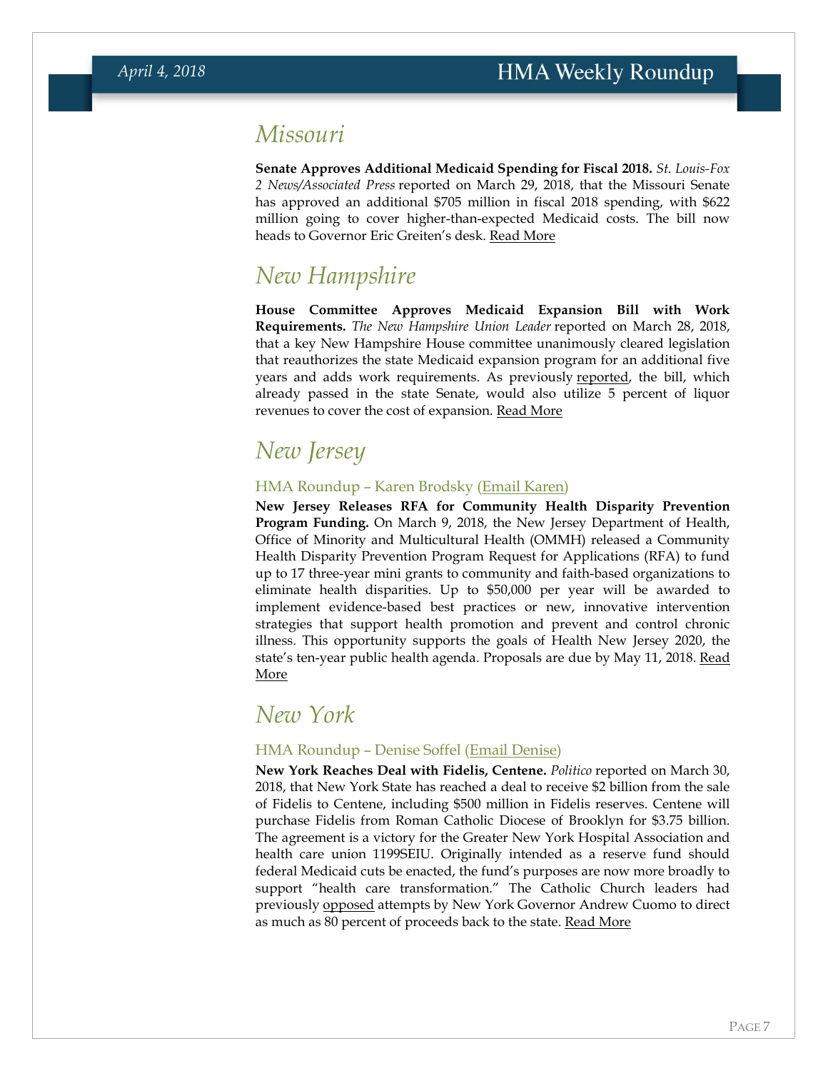## Missouri

**Senate Approves Additional Medicaid Spending for Fiscal 2018.** *St. Louis-Fox 2 News/Associated Press* reported on March 29, 2018, that the Missouri Senate has approved an additional $705 million in fiscal 2018 spending, with $622 million going to cover higher-than-expected Medicaid costs. The bill now heads to Governor Eric Greiten's desk. Read More

## New Hampshire

**House Committee Approves Medicaid Expansion Bill with Work Requirements.** *The New Hampshire Union Leader* reported on March 28, 2018, that a key New Hampshire House committee unanimously cleared legislation that reauthorizes the state Medicaid expansion program for an additional five years and adds work requirements. As previously reported, the bill, which already passed in the state Senate, would also utilize 5 percent of liquor revenues to cover the cost of expansion. Read More

## New Jersey

### HMA Roundup – Karen Brodsky (Email Karen)

**New Jersey Releases RFA for Community Health Disparity Prevention Program Funding.** On March 9, 2018, the New Jersey Department of Health, Office of Minority and Multicultural Health (OMMH) released a Community Health Disparity Prevention Program Request for Applications (RFA) to fund up to 17 three-year mini grants to community and faith-based organizations to eliminate health disparities. Up to $50,000 per year will be awarded to implement evidence-based best practices or new, innovative intervention strategies that support health promotion and prevent and control chronic illness. This opportunity supports the goals of Health New Jersey 2020, the state's ten-year public health agenda. Proposals are due by May 11, 2018. Read More

## New York

### HMA Roundup – Denise Soffel (Email Denise)

**New York Reaches Deal with Fidelis, Centene.** *Politico* reported on March 30, 2018, that New York State has reached a deal to receive $2 billion from the sale of Fidelis to Centene, including $500 million in Fidelis reserves. Centene will purchase Fidelis from Roman Catholic Diocese of Brooklyn for $3.75 billion. The agreement is a victory for the Greater New York Hospital Association and health care union 1199SEIU. Originally intended as a reserve fund should federal Medicaid cuts be enacted, the fund's purposes are now more broadly to support "health care transformation." The Catholic Church leaders had previously opposed attempts by New York Governor Andrew Cuomo to direct as much as 80 percent of proceeds back to the state. Read More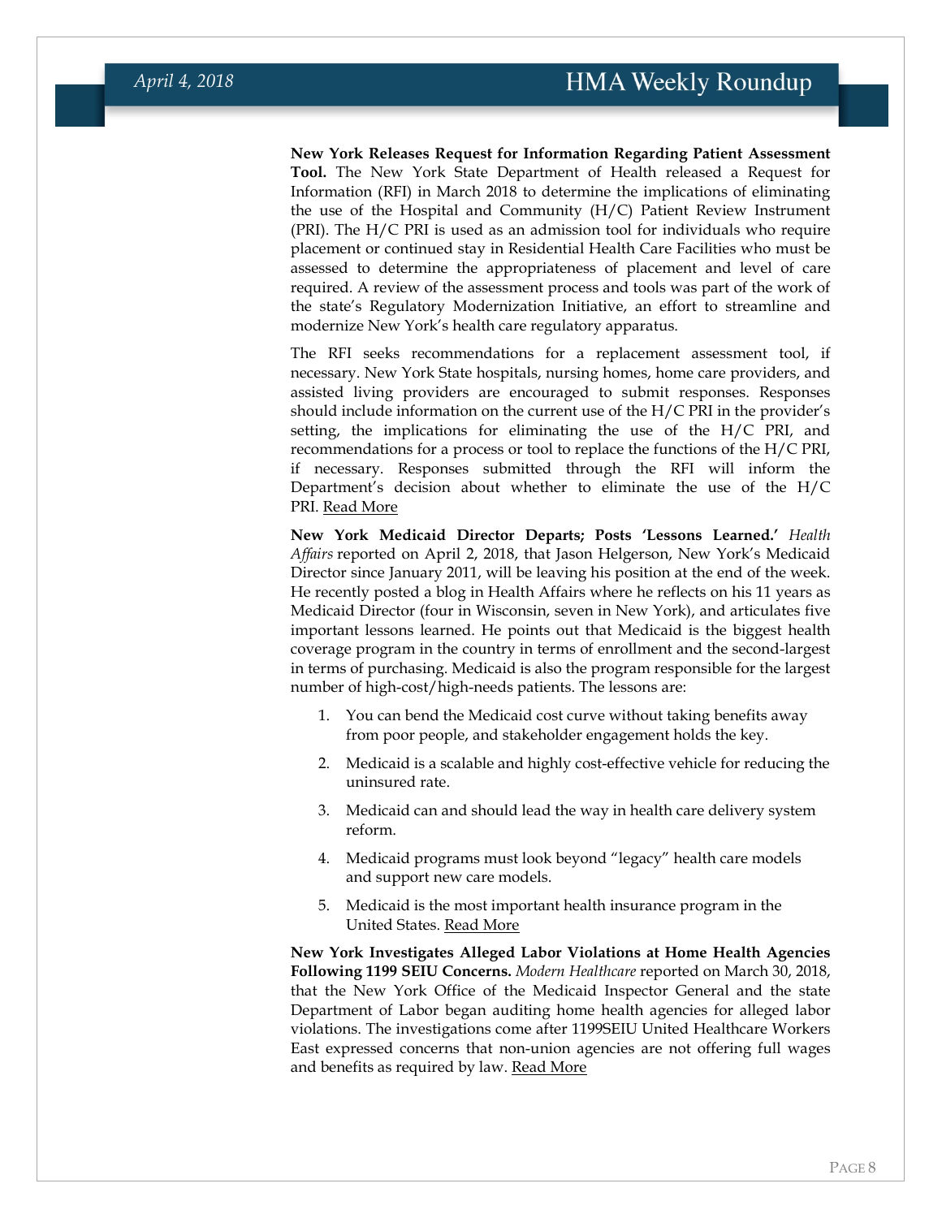**New York Releases Request for Information Regarding Patient Assessment Tool.** The New York State Department of Health released a Request for Information (RFI) in March 2018 to determine the implications of eliminating the use of the Hospital and Community (H/C) Patient Review Instrument (PRI). The H/C PRI is used as an admission tool for individuals who require placement or continued stay in Residential Health Care Facilities who must be assessed to determine the appropriateness of placement and level of care required. A review of the assessment process and tools was part of the work of the state's Regulatory Modernization Initiative, an effort to streamline and modernize New York's health care regulatory apparatus.

The RFI seeks recommendations for a replacement assessment tool, if necessary. New York State hospitals, nursing homes, home care providers, and assisted living providers are encouraged to submit responses. Responses should include information on the current use of the H/C PRI in the provider's setting, the implications for eliminating the use of the H/C PRI, and recommendations for a process or tool to replace the functions of the H/C PRI, if necessary. Responses submitted through the RFI will inform the Department's decision about whether to eliminate the use of the H/C PRI. Read More

**New York Medicaid Director Departs; Posts 'Lessons Learned.'** *Health Affairs* reported on April 2, 2018, that Jason Helgerson, New York's Medicaid Director since January 2011, will be leaving his position at the end of the week. He recently posted a blog in Health Affairs where he reflects on his 11 years as Medicaid Director (four in Wisconsin, seven in New York), and articulates five important lessons learned. He points out that Medicaid is the biggest health coverage program in the country in terms of enrollment and the second-largest in terms of purchasing. Medicaid is also the program responsible for the largest number of high-cost/high-needs patients. The lessons are:

1. You can bend the Medicaid cost curve without taking benefits away from poor people, and stakeholder engagement holds the key.
2. Medicaid is a scalable and highly cost-effective vehicle for reducing the uninsured rate.
3. Medicaid can and should lead the way in health care delivery system reform.
4. Medicaid programs must look beyond "legacy" health care models and support new care models.
5. Medicaid is the most important health insurance program in the United States. Read More

**New York Investigates Alleged Labor Violations at Home Health Agencies Following 1199 SEIU Concerns.** *Modern Healthcare* reported on March 30, 2018, that the New York Office of the Medicaid Inspector General and the state Department of Labor began auditing home health agencies for alleged labor violations. The investigations come after 1199SEIU United Healthcare Workers East expressed concerns that non-union agencies are not offering full wages and benefits as required by law. Read More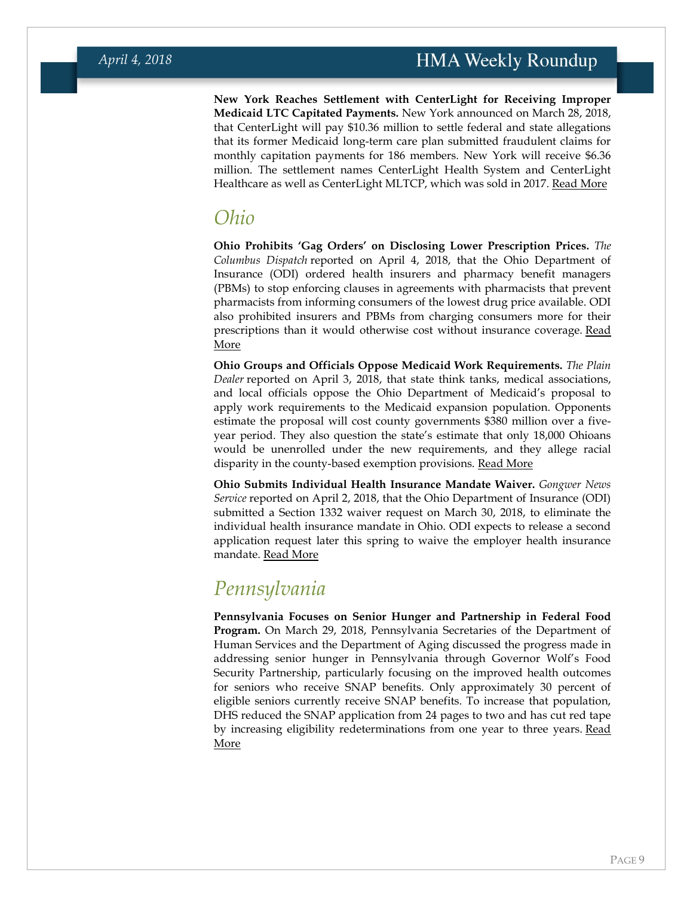**New York Reaches Settlement with CenterLight for Receiving Improper Medicaid LTC Capitated Payments.** New York announced on March 28, 2018, that CenterLight will pay $10.36 million to settle federal and state allegations that its former Medicaid long-term care plan submitted fraudulent claims for monthly capitation payments for 186 members. New York will receive $6.36 million. The settlement names CenterLight Health System and CenterLight Healthcare as well as CenterLight MLTCP, which was sold in 2017. Read More

## Ohio

**Ohio Prohibits 'Gag Orders' on Disclosing Lower Prescription Prices.** *The Columbus Dispatch* reported on April 4, 2018, that the Ohio Department of Insurance (ODI) ordered health insurers and pharmacy benefit managers (PBMs) to stop enforcing clauses in agreements with pharmacists that prevent pharmacists from informing consumers of the lowest drug price available. ODI also prohibited insurers and PBMs from charging consumers more for their prescriptions than it would otherwise cost without insurance coverage. Read More

**Ohio Groups and Officials Oppose Medicaid Work Requirements.** *The Plain Dealer* reported on April 3, 2018, that state think tanks, medical associations, and local officials oppose the Ohio Department of Medicaid's proposal to apply work requirements to the Medicaid expansion population. Opponents estimate the proposal will cost county governments $380 million over a five-year period. They also question the state's estimate that only 18,000 Ohioans would be unenrolled under the new requirements, and they allege racial disparity in the county-based exemption provisions. Read More

**Ohio Submits Individual Health Insurance Mandate Waiver.** *Gongwer News Service* reported on April 2, 2018, that the Ohio Department of Insurance (ODI) submitted a Section 1332 waiver request on March 30, 2018, to eliminate the individual health insurance mandate in Ohio. ODI expects to release a second application request later this spring to waive the employer health insurance mandate. Read More

## Pennsylvania

**Pennsylvania Focuses on Senior Hunger and Partnership in Federal Food Program.** On March 29, 2018, Pennsylvania Secretaries of the Department of Human Services and the Department of Aging discussed the progress made in addressing senior hunger in Pennsylvania through Governor Wolf's Food Security Partnership, particularly focusing on the improved health outcomes for seniors who receive SNAP benefits. Only approximately 30 percent of eligible seniors currently receive SNAP benefits. To increase that population, DHS reduced the SNAP application from 24 pages to two and has cut red tape by increasing eligibility redeterminations from one year to three years. Read More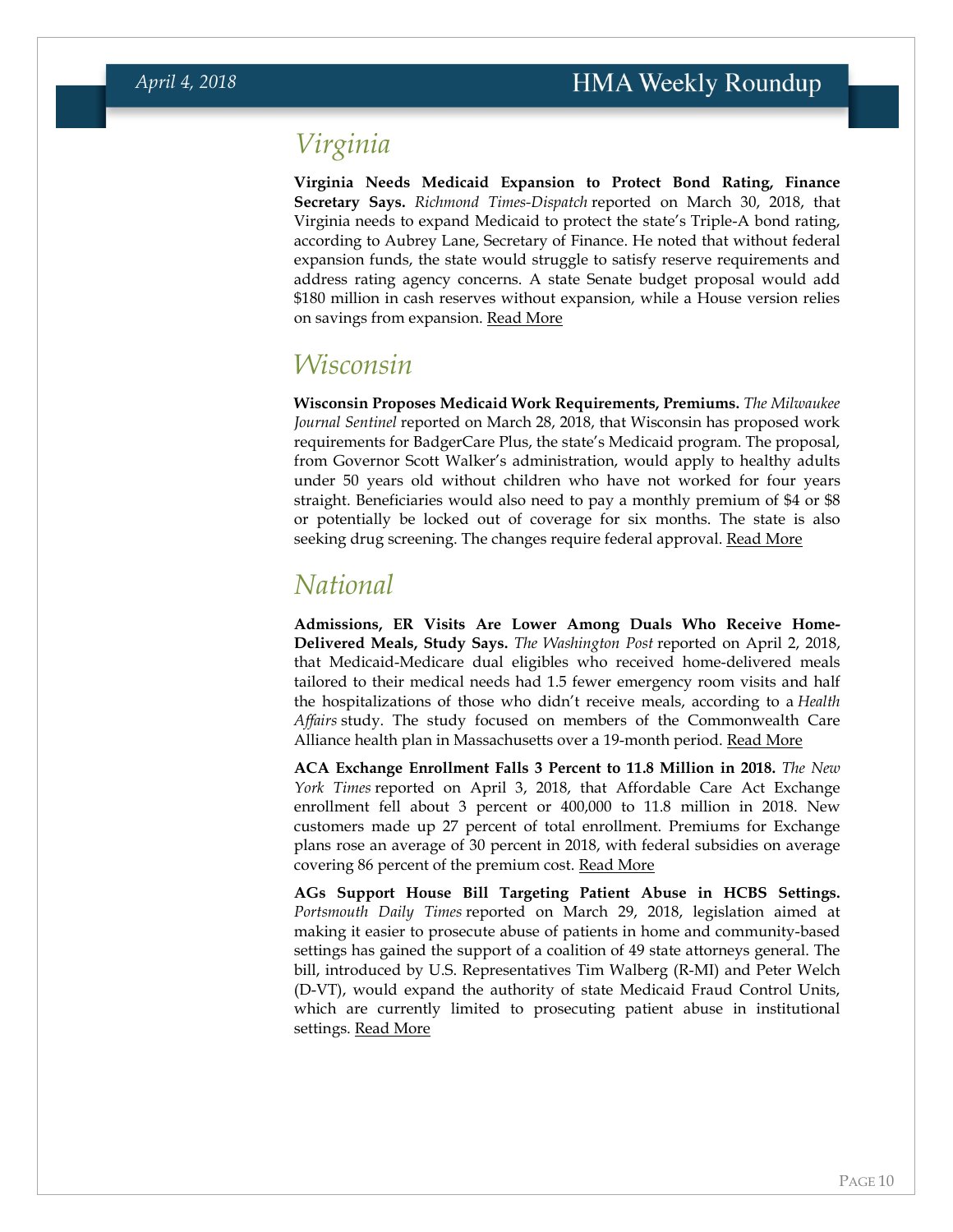## Virginia

**Virginia Needs Medicaid Expansion to Protect Bond Rating, Finance Secretary Says.** *Richmond Times-Dispatch* reported on March 30, 2018, that Virginia needs to expand Medicaid to protect the state's Triple-A bond rating, according to Aubrey Lane, Secretary of Finance. He noted that without federal expansion funds, the state would struggle to satisfy reserve requirements and address rating agency concerns. A state Senate budget proposal would add $180 million in cash reserves without expansion, while a House version relies on savings from expansion. Read More

## Wisconsin

**Wisconsin Proposes Medicaid Work Requirements, Premiums.** *The Milwaukee Journal Sentinel* reported on March 28, 2018, that Wisconsin has proposed work requirements for BadgerCare Plus, the state's Medicaid program. The proposal, from Governor Scott Walker's administration, would apply to healthy adults under 50 years old without children who have not worked for four years straight. Beneficiaries would also need to pay a monthly premium of $4 or $8 or potentially be locked out of coverage for six months. The state is also seeking drug screening. The changes require federal approval. Read More

## National

**Admissions, ER Visits Are Lower Among Duals Who Receive Home-Delivered Meals, Study Says.** *The Washington Post* reported on April 2, 2018, that Medicaid-Medicare dual eligibles who received home-delivered meals tailored to their medical needs had 1.5 fewer emergency room visits and half the hospitalizations of those who didn't receive meals, according to a *Health Affairs* study. The study focused on members of the Commonwealth Care Alliance health plan in Massachusetts over a 19-month period. Read More

**ACA Exchange Enrollment Falls 3 Percent to 11.8 Million in 2018.** *The New York Times* reported on April 3, 2018, that Affordable Care Act Exchange enrollment fell about 3 percent or 400,000 to 11.8 million in 2018. New customers made up 27 percent of total enrollment. Premiums for Exchange plans rose an average of 30 percent in 2018, with federal subsidies on average covering 86 percent of the premium cost. Read More

**AGs Support House Bill Targeting Patient Abuse in HCBS Settings.** *Portsmouth Daily Times* reported on March 29, 2018, legislation aimed at making it easier to prosecute abuse of patients in home and community-based settings has gained the support of a coalition of 49 state attorneys general. The bill, introduced by U.S. Representatives Tim Walberg (R-MI) and Peter Welch (D-VT), would expand the authority of state Medicaid Fraud Control Units, which are currently limited to prosecuting patient abuse in institutional settings. Read More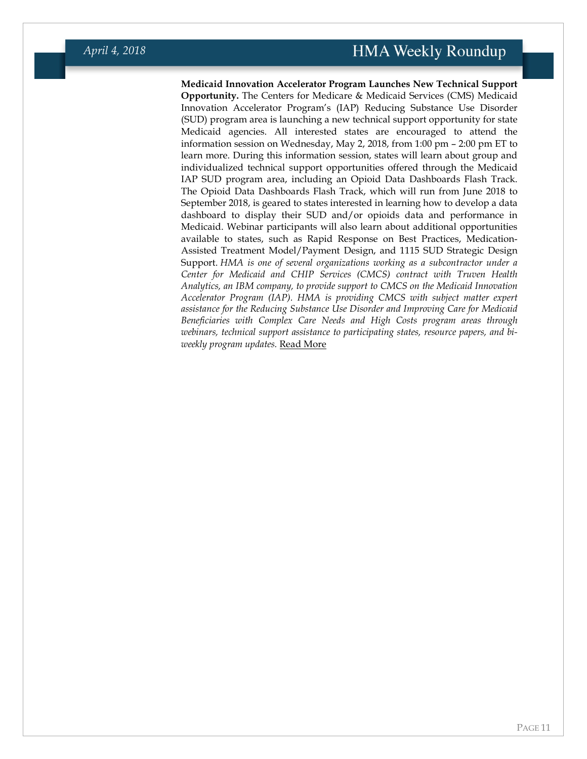**Medicaid Innovation Accelerator Program Launches New Technical Support Opportunity.** The Centers for Medicare & Medicaid Services (CMS) Medicaid Innovation Accelerator Program's (IAP) Reducing Substance Use Disorder (SUD) program area is launching a new technical support opportunity for state Medicaid agencies. All interested states are encouraged to attend the information session on Wednesday, May 2, 2018, from 1:00 pm – 2:00 pm ET to learn more. During this information session, states will learn about group and individualized technical support opportunities offered through the Medicaid IAP SUD program area, including an Opioid Data Dashboards Flash Track. The Opioid Data Dashboards Flash Track, which will run from June 2018 to September 2018, is geared to states interested in learning how to develop a data dashboard to display their SUD and/or opioids data and performance in Medicaid. Webinar participants will also learn about additional opportunities available to states, such as Rapid Response on Best Practices, Medication-Assisted Treatment Model/Payment Design, and 1115 SUD Strategic Design Support. *HMA is one of several organizations working as a subcontractor under a Center for Medicaid and CHIP Services (CMCS) contract with Truven Health Analytics, an IBM company, to provide support to CMCS on the Medicaid Innovation Accelerator Program (IAP). HMA is providing CMCS with subject matter expert assistance for the Reducing Substance Use Disorder and Improving Care for Medicaid Beneficiaries with Complex Care Needs and High Costs program areas through webinars, technical support assistance to participating states, resource papers, and bi-weekly program updates.* Read More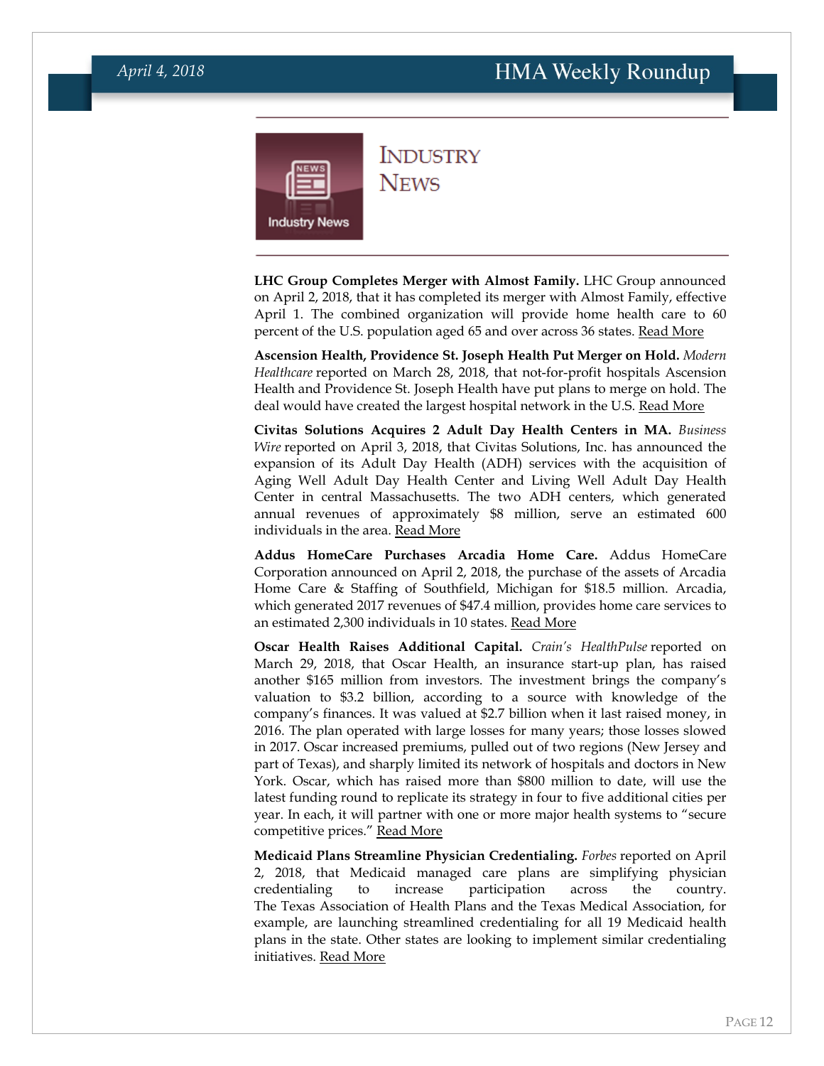# Industry News

**LHC Group Completes Merger with Almost Family.** LHC Group announced on April 2, 2018, that it has completed its merger with Almost Family, effective April 1. The combined organization will provide home health care to 60 percent of the U.S. population aged 65 and over across 36 states. Read More

**Ascension Health, Providence St. Joseph Health Put Merger on Hold.** *Modern Healthcare* reported on March 28, 2018, that not-for-profit hospitals Ascension Health and Providence St. Joseph Health have put plans to merge on hold. The deal would have created the largest hospital network in the U.S. Read More

**Civitas Solutions Acquires 2 Adult Day Health Centers in MA.** *Business Wire* reported on April 3, 2018, that Civitas Solutions, Inc. has announced the expansion of its Adult Day Health (ADH) services with the acquisition of Aging Well Adult Day Health Center and Living Well Adult Day Health Center in central Massachusetts. The two ADH centers, which generated annual revenues of approximately $8 million, serve an estimated 600 individuals in the area. Read More

**Addus HomeCare Purchases Arcadia Home Care.** Addus HomeCare Corporation announced on April 2, 2018, the purchase of the assets of Arcadia Home Care & Staffing of Southfield, Michigan for $18.5 million. Arcadia, which generated 2017 revenues of $47.4 million, provides home care services to an estimated 2,300 individuals in 10 states. Read More

**Oscar Health Raises Additional Capital.** *Crain's HealthPulse* reported on March 29, 2018, that Oscar Health, an insurance start-up plan, has raised another $165 million from investors. The investment brings the company's valuation to $3.2 billion, according to a source with knowledge of the company's finances. It was valued at $2.7 billion when it last raised money, in 2016. The plan operated with large losses for many years; those losses slowed in 2017. Oscar increased premiums, pulled out of two regions (New Jersey and part of Texas), and sharply limited its network of hospitals and doctors in New York. Oscar, which has raised more than $800 million to date, will use the latest funding round to replicate its strategy in four to five additional cities per year. In each, it will partner with one or more major health systems to "secure competitive prices." Read More

**Medicaid Plans Streamline Physician Credentialing.** *Forbes* reported on April 2, 2018, that Medicaid managed care plans are simplifying physician credentialing to increase participation across the country. The Texas Association of Health Plans and the Texas Medical Association, for example, are launching streamlined credentialing for all 19 Medicaid health plans in the state. Other states are looking to implement similar credentialing initiatives. Read More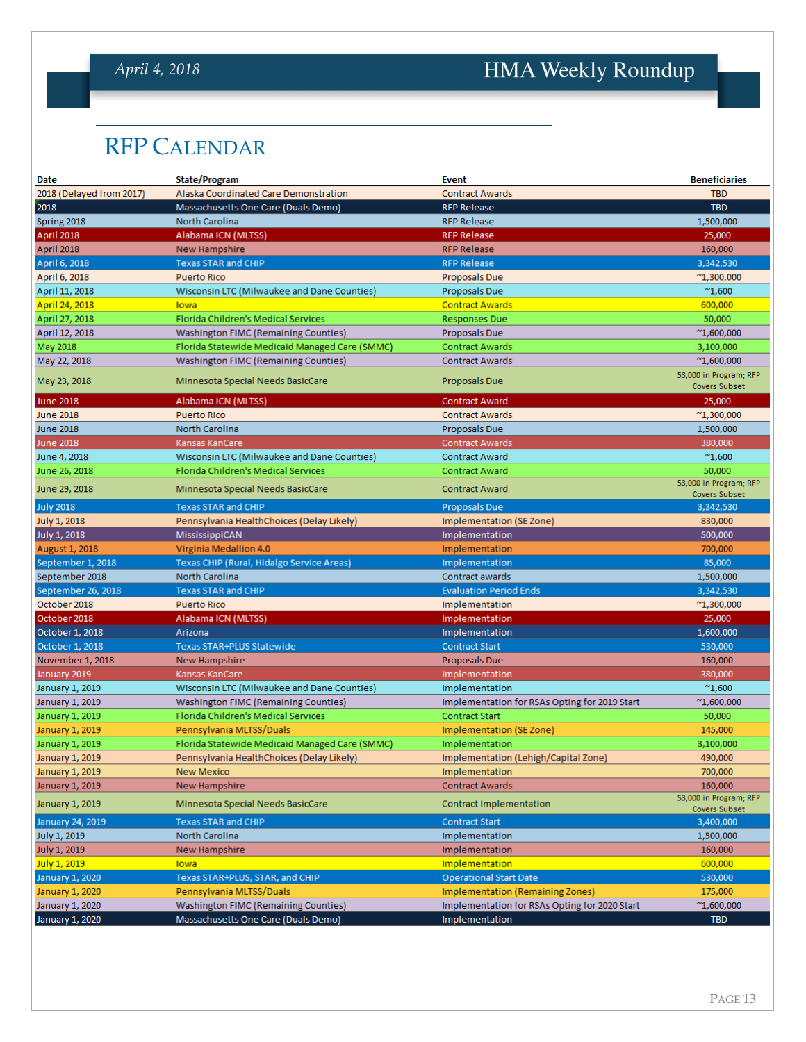# RFP Calendar

| Date | State/Program | Event | Beneficiaries |
|---|---|---|---|
| 2018 (Delayed from 2017) | Alaska Coordinated Care Demonstration | Contract Awards | TBD |
| 2018 | Massachusetts One Care (Duals Demo) | RFP Release | TBD |
| Spring 2018 | North Carolina | RFP Release | 1,500,000 |
| April 2018 | Alabama ICN (MLTSS) | RFP Release | 25,000 |
| April 2018 | New Hampshire | RFP Release | 160,000 |
| April 6, 2018 | Texas STAR and CHIP | RFP Release | 3,342,530 |
| April 6, 2018 | Puerto Rico | Proposals Due | ~1,300,000 |
| April 11, 2018 | Wisconsin LTC (Milwaukee and Dane Counties) | Proposals Due | ~1,600 |
| April 24, 2018 | Iowa | Contract Awards | 600,000 |
| April 27, 2018 | Florida Children's Medical Services | Responses Due | 50,000 |
| April 12, 2018 | Washington FIMC (Remaining Counties) | Proposals Due | ~1,600,000 |
| May 2018 | Florida Statewide Medicaid Managed Care (SMMC) | Contract Awards | 3,100,000 |
| May 22, 2018 | Washington FIMC (Remaining Counties) | Contract Awards | ~1,600,000 |
| May 23, 2018 | Minnesota Special Needs BasicCare | Proposals Due | 53,000 in Program; RFP Covers Subset |
| June 2018 | Alabama ICN (MLTSS) | Contract Award | 25,000 |
| June 2018 | Puerto Rico | Contract Awards | ~1,300,000 |
| June 2018 | North Carolina | Proposals Due | 1,500,000 |
| June 2018 | Kansas KanCare | Contract Awards | 380,000 |
| June 4, 2018 | Wisconsin LTC (Milwaukee and Dane Counties) | Contract Award | ~1,600 |
| June 26, 2018 | Florida Children's Medical Services | Contract Award | 50,000 |
| June 29, 2018 | Minnesota Special Needs BasicCare | Contract Award | 53,000 in Program; RFP Covers Subset |
| July 2018 | Texas STAR and CHIP | Proposals Due | 3,342,530 |
| July 1, 2018 | Pennsylvania HealthChoices (Delay Likely) | Implementation (SE Zone) | 830,000 |
| July 1, 2018 | MississippiCAN | Implementation | 500,000 |
| August 1, 2018 | Virginia Medallion 4.0 | Implementation | 700,000 |
| September 1, 2018 | Texas CHIP (Rural, Hidalgo Service Areas) | Implementation | 85,000 |
| September 2018 | North Carolina | Contract awards | 1,500,000 |
| September 26, 2018 | Texas STAR and CHIP | Evaluation Period Ends | 3,342,530 |
| October 2018 | Puerto Rico | Implementation | ~1,300,000 |
| October 2018 | Alabama ICN (MLTSS) | Implementation | 25,000 |
| October 1, 2018 | Arizona | Implementation | 1,600,000 |
| October 1, 2018 | Texas STAR+PLUS Statewide | Contract Start | 530,000 |
| November 1, 2018 | New Hampshire | Proposals Due | 160,000 |
| January 2019 | Kansas KanCare | Implementation | 380,000 |
| January 1, 2019 | Wisconsin LTC (Milwaukee and Dane Counties) | Implementation | ~1,600 |
| January 1, 2019 | Washington FIMC (Remaining Counties) | Implementation for RSAs Opting for 2019 Start | ~1,600,000 |
| January 1, 2019 | Florida Children's Medical Services | Contract Start | 50,000 |
| January 1, 2019 | Pennsylvania MLTSS/Duals | Implementation (SE Zone) | 145,000 |
| January 1, 2019 | Florida Statewide Medicaid Managed Care (SMMC) | Implementation | 3,100,000 |
| January 1, 2019 | Pennsylvania HealthChoices (Delay Likely) | Implementation (Lehigh/Capital Zone) | 490,000 |
| January 1, 2019 | New Mexico | Implementation | 700,000 |
| January 1, 2019 | New Hampshire | Contract Awards | 160,000 |
| January 1, 2019 | Minnesota Special Needs BasicCare | Contract Implementation | 53,000 in Program; RFP Covers Subset |
| January 24, 2019 | Texas STAR and CHIP | Contract Start | 3,400,000 |
| July 1, 2019 | North Carolina | Implementation | 1,500,000 |
| July 1, 2019 | New Hampshire | Implementation | 160,000 |
| July 1, 2019 | Iowa | Implementation | 600,000 |
| January 1, 2020 | Texas STAR+PLUS, STAR, and CHIP | Operational Start Date | 530,000 |
| January 1, 2020 | Pennsylvania MLTSS/Duals | Implementation (Remaining Zones) | 175,000 |
| January 1, 2020 | Washington FIMC (Remaining Counties) | Implementation for RSAs Opting for 2020 Start | ~1,600,000 |
| January 1, 2020 | Massachusetts One Care (Duals Demo) | Implementation | TBD |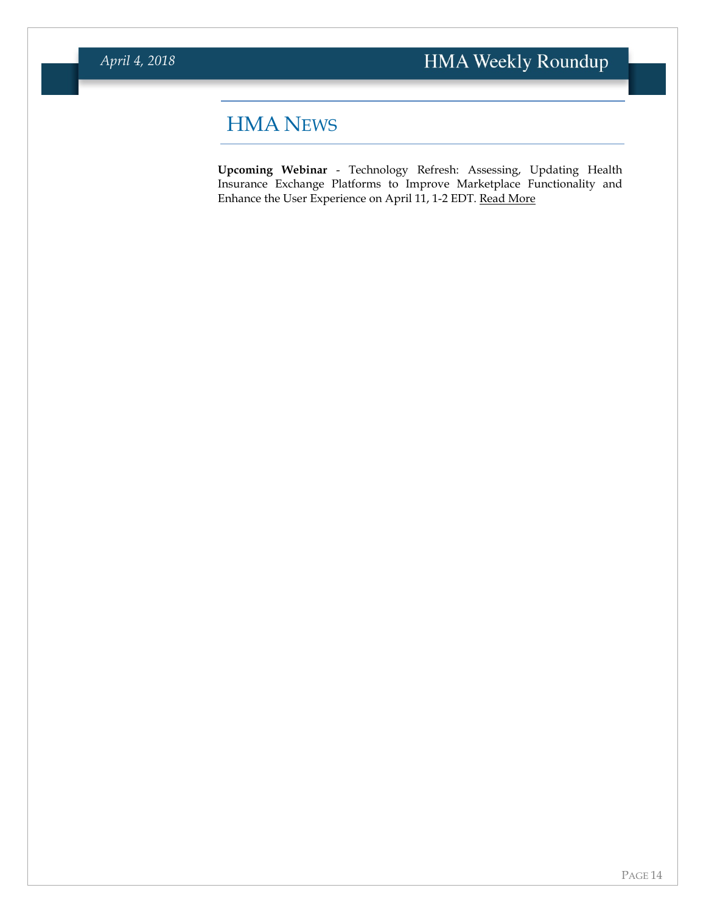# HMA News

**Upcoming Webinar** - Technology Refresh: Assessing, Updating Health Insurance Exchange Platforms to Improve Marketplace Functionality and Enhance the User Experience on April 11, 1-2 EDT. Read More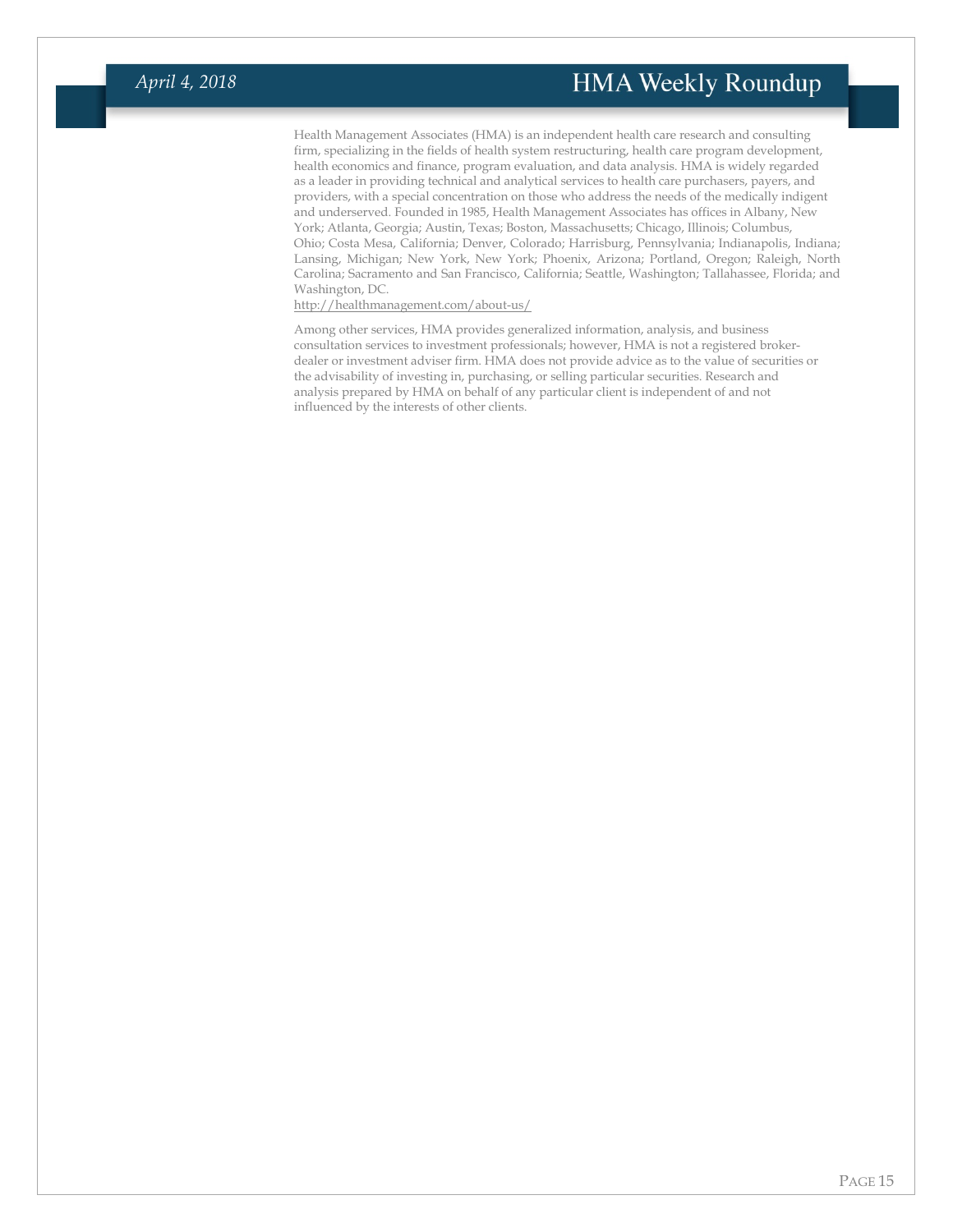Health Management Associates (HMA) is an independent health care research and consulting firm, specializing in the fields of health system restructuring, health care program development, health economics and finance, program evaluation, and data analysis. HMA is widely regarded as a leader in providing technical and analytical services to health care purchasers, payers, and providers, with a special concentration on those who address the needs of the medically indigent and underserved. Founded in 1985, Health Management Associates has offices in Albany, New York; Atlanta, Georgia; Austin, Texas; Boston, Massachusetts; Chicago, Illinois; Columbus, Ohio; Costa Mesa, California; Denver, Colorado; Harrisburg, Pennsylvania; Indianapolis, Indiana; Lansing, Michigan; New York, New York; Phoenix, Arizona; Portland, Oregon; Raleigh, North Carolina; Sacramento and San Francisco, California; Seattle, Washington; Tallahassee, Florida; and Washington, DC.
http://healthmanagement.com/about-us/

Among other services, HMA provides generalized information, analysis, and business consultation services to investment professionals; however, HMA is not a registered broker-dealer or investment adviser firm. HMA does not provide advice as to the value of securities or the advisability of investing in, purchasing, or selling particular securities. Research and analysis prepared by HMA on behalf of any particular client is independent of and not influenced by the interests of other clients.